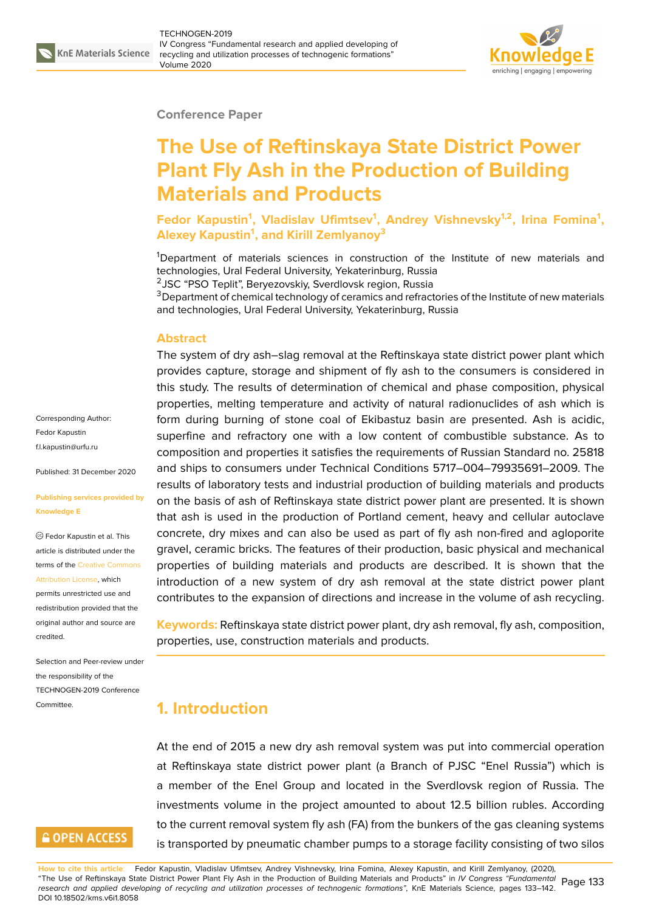Conference Paper

# The Use of Reftinskaya State District Power Plant Fly Ash in the Production of Building Materials and Products

**Fedor Kapustin[1], Vladislav Ufimtsev[1], Andrey Vishnevsky[1,2], Irina Fomina[1], Alexey Kapustin[1], and Kirill Zemlyanoy[3]**

[1]Department of materials sciences in construction of the Institute of new materials and technologies, Ural Federal University, Yekaterinburg, Russia
[2]JSC "PSO Teplit", Beryezovskiy, Sverdlovsk region, Russia
[3]Department of chemical technology of ceramics and refractories of the Institute of new materials and technologies, Ural Federal University, Yekaterinburg, Russia

Corresponding Author: Fedor Kapustin f.l.kapustin@urfu.ru

Published: 31 December 2020

Publishing services provided by Knowledge E

© Fedor Kapustin et al. This article is distributed under the terms of the Creative Commons Attribution License, which permits unrestricted use and redistribution provided that the original author and source are credited.

Selection and Peer-review under the responsibility of the TECHNOGEN-2019 Conference Committee.

## Abstract

The system of dry ash–slag removal at the Reftinskaya state district power plant which provides capture, storage and shipment of fly ash to the consumers is considered in this study. The results of determination of chemical and phase composition, physical properties, melting temperature and activity of natural radionuclides of ash which is form during burning of stone coal of Ekibastuz basin are presented. Ash is acidic, superfine and refractory one with a low content of combustible substance. As to composition and properties it satisfies the requirements of Russian Standard no. 25818 and ships to consumers under Technical Conditions 5717–004–79935691–2009. The results of laboratory tests and industrial production of building materials and products on the basis of ash of Reftinskaya state district power plant are presented. It is shown that ash is used in the production of Portland cement, heavy and cellular autoclave concrete, dry mixes and can also be used as part of fly ash non-fired and agloporite gravel, ceramic bricks. The features of their production, basic physical and mechanical properties of building materials and products are described. It is shown that the introduction of a new system of dry ash removal at the state district power plant contributes to the expansion of directions and increase in the volume of ash recycling.

**Keywords:** Reftinskaya state district power plant, dry ash removal, fly ash, composition, properties, use, construction materials and products.

## 1. Introduction

At the end of 2015 a new dry ash removal system was put into commercial operation at Reftinskaya state district power plant (a Branch of PJSC "Enel Russia") which is a member of the Enel Group and located in the Sverdlovsk region of Russia. The investments volume in the project amounted to about 12.5 billion rubles. According to the current removal system fly ash (FA) from the bunkers of the gas cleaning systems is transported by pneumatic chamber pumps to a storage facility consisting of two silos

**How to cite this article**: Fedor Kapustin, Vladislav Ufimtsev, Andrey Vishnevsky, Irina Fomina, Alexey Kapustin, and Kirill Zemlyanoy, (2020), "The Use of Reftinskaya State District Power Plant Fly Ash in the Production of Building Materials and Products" in *IV Congress "Fundamental research and applied developing of recycling and utilization processes of technogenic formations"*, KnE Materials Science, pages 133–142. DOI 10.18502/kms.v6i1.8058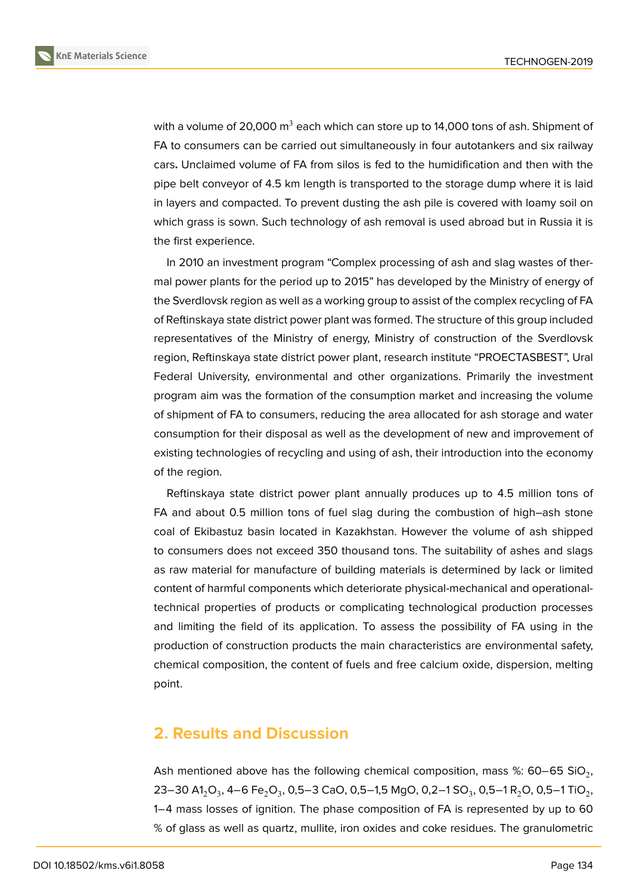with a volume of 20,000 $m^3$ each which can store up to 14,000 tons of ash. Shipment of FA to consumers can be carried out simultaneously in four autotankers and six railway cars**.** Unclaimed volume of FA from silos is fed to the humidification and then with the pipe belt conveyor of 4.5 km length is transported to the storage dump where it is laid in layers and compacted. To prevent dusting the ash pile is covered with loamy soil on which grass is sown. Such technology of ash removal is used abroad but in Russia it is the first experience.

In 2010 an investment program "Complex processing of ash and slag wastes of thermal power plants for the period up to 2015" has developed by the Ministry of energy of the Sverdlovsk region as well as a working group to assist of the complex recycling of FA of Reftinskaya state district power plant was formed. The structure of this group included representatives of the Ministry of energy, Ministry of construction of the Sverdlovsk region, Reftinskaya state district power plant, research institute "PROECTASBEST", Ural Federal University, environmental and other organizations. Primarily the investment program aim was the formation of the consumption market and increasing the volume of shipment of FA to consumers, reducing the area allocated for ash storage and water consumption for their disposal as well as the development of new and improvement of existing technologies of recycling and using of ash, their introduction into the economy of the region.

Reftinskaya state district power plant annually produces up to 4.5 million tons of FA and about 0.5 million tons of fuel slag during the combustion of high–ash stone coal of Ekibastuz basin located in Kazakhstan. However the volume of ash shipped to consumers does not exceed 350 thousand tons. The suitability of ashes and slags as raw material for manufacture of building materials is determined by lack or limited content of harmful components which deteriorate physical-mechanical and operational-technical properties of products or complicating technological production processes and limiting the field of its application. To assess the possibility of FA using in the production of construction products the main characteristics are environmental safety, chemical composition, the content of fuels and free calcium oxide, dispersion, melting point.

## 2. Results and Discussion

Ash mentioned above has the following chemical composition, mass %: 60–65 $SiO_2$, 23–30 $A1_2O_3$, 4–6 $Fe_2O_3$, 0,5–3 CaO, 0,5–1,5 MgO, 0,2–1 $SO_3$, 0,5–1 $R_2O$, 0,5–1 $TiO_2$, 1–4 mass losses of ignition. The phase composition of FA is represented by up to 60 % of glass as well as quartz, mullite, iron oxides and coke residues. The granulometric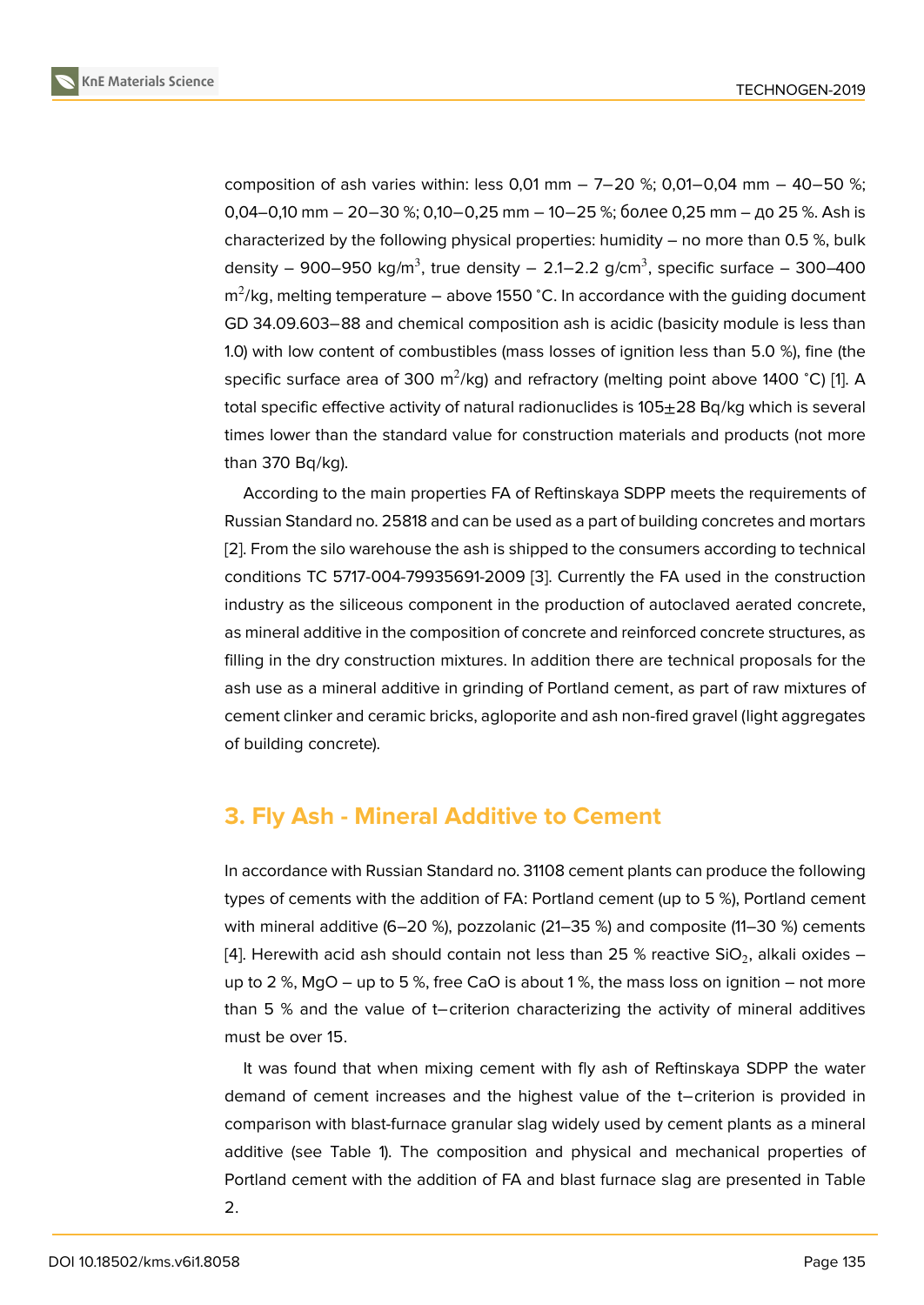composition of ash varies within: less 0,01 mm – 7–20 %; 0,01–0,04 mm – 40–50 %; 0,04–0,10 mm – 20–30 %; 0,10–0,25 mm – 10–25 %; более 0,25 mm – до 25 %. Ash is characterized by the following physical properties: humidity – no more than 0.5 %, bulk density – 900–950 kg/m$^3$, true density – 2.1–2.2 g/cm$^3$, specific surface – 300–400 m$^2$/kg, melting temperature – above 1550 °C. In accordance with the guiding document GD 34.09.603–88 and chemical composition ash is acidic (basicity module is less than 1.0) with low content of combustibles (mass losses of ignition less than 5.0 %), fine (the specific surface area of 300 m$^2$/kg) and refractory (melting point above 1400 °C) [1]. A total specific effective activity of natural radionuclides is 105±28 Bq/kg which is several times lower than the standard value for construction materials and products (not more than 370 Bq/kg).

According to the main properties FA of Reftinskaya SDPP meets the requirements of Russian Standard no. 25818 and can be used as a part of building concretes and mortars [2]. From the silo warehouse the ash is shipped to the consumers according to technical conditions TC 5717-004-79935691-2009 [3]. Currently the FA used in the construction industry as the siliceous component in the production of autoclaved aerated concrete, as mineral additive in the composition of concrete and reinforced concrete structures, as filling in the dry construction mixtures. In addition there are technical proposals for the ash use as a mineral additive in grinding of Portland cement, as part of raw mixtures of cement clinker and ceramic bricks, agloporite and ash non-fired gravel (light aggregates of building concrete).

## 3. Fly Ash - Mineral Additive to Cement

In accordance with Russian Standard no. 31108 cement plants can produce the following types of cements with the addition of FA: Portland cement (up to 5 %), Portland cement with mineral additive (6–20 %), pozzolanic (21–35 %) and composite (11–30 %) cements [4]. Herewith acid ash should contain not less than 25 % reactive $SiO_2$, alkali oxides – up to 2 %, MgO – up to 5 %, free CaO is about 1 %, the mass loss on ignition – not more than 5 % and the value of t–criterion characterizing the activity of mineral additives must be over 15.

It was found that when mixing cement with fly ash of Reftinskaya SDPP the water demand of cement increases and the highest value of the t–criterion is provided in comparison with blast-furnace granular slag widely used by cement plants as a mineral additive (see Table 1). The composition and physical and mechanical properties of Portland cement with the addition of FA and blast furnace slag are presented in Table 2.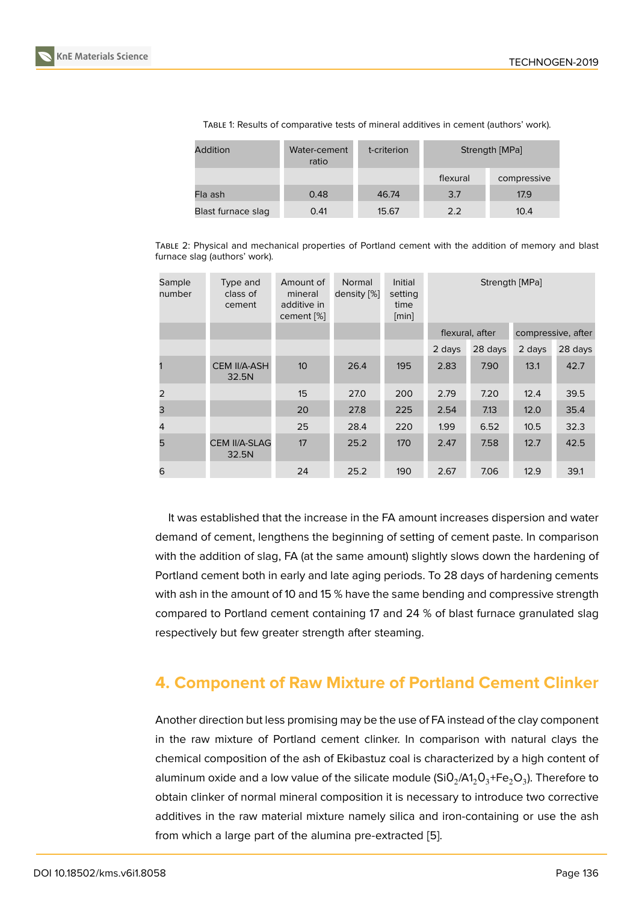Table 1: Results of comparative tests of mineral additives in cement (authors' work).

| Addition | Water-cement ratio | t-criterion | Strength [MPa] | |
|---|---|---|---|---|
| | | | flexural | compressive |
| Fla ash | 0.48 | 46.74 | 3.7 | 17.9 |
| Blast furnace slag | 0.41 | 15.67 | 2.2 | 10.4 |

Table 2: Physical and mechanical properties of Portland cement with the addition of memory and blast furnace slag (authors' work).

| Sample number | Type and class of cement | Amount of mineral additive in cement [%] | Normal density [%] | Initial setting time [min] | Strength [MPa] | | | |
|---|---|---|---|---|---|---|---|---|
| | | | | | flexural, after | | compressive, after | |
| | | | | | 2 days | 28 days | 2 days | 28 days |
| 1 | CEM II/A-ASH 32.5N | 10 | 26.4 | 195 | 2.83 | 7.90 | 13.1 | 42.7 |
| 2 | | 15 | 27.0 | 200 | 2.79 | 7.20 | 12.4 | 39.5 |
| 3 | | 20 | 27.8 | 225 | 2.54 | 7.13 | 12.0 | 35.4 |
| 4 | | 25 | 28.4 | 220 | 1.99 | 6.52 | 10.5 | 32.3 |
| 5 | CEM II/A-SLAG 32.5N | 17 | 25.2 | 170 | 2.47 | 7.58 | 12.7 | 42.5 |
| 6 | | 24 | 25.2 | 190 | 2.67 | 7.06 | 12.9 | 39.1 |

It was established that the increase in the FA amount increases dispersion and water demand of cement, lengthens the beginning of setting of cement paste. In comparison with the addition of slag, FA (at the same amount) slightly slows down the hardening of Portland cement both in early and late aging periods. To 28 days of hardening cements with ash in the amount of 10 and 15 % have the same bending and compressive strength compared to Portland cement containing 17 and 24 % of blast furnace granulated slag respectively but few greater strength after steaming.

## 4. Component of Raw Mixture of Portland Cement Clinker

Another direction but less promising may be the use of FA instead of the clay component in the raw mixture of Portland cement clinker. In comparison with natural clays the chemical composition of the ash of Ekibastuz coal is characterized by a high content of aluminum oxide and a low value of the silicate module ($SiO_2/A1_2O_3+Fe_2O_3$). Therefore to obtain clinker of normal mineral composition it is necessary to introduce two corrective additives in the raw material mixture namely silica and iron-containing or use the ash from which a large part of the alumina pre-extracted [5].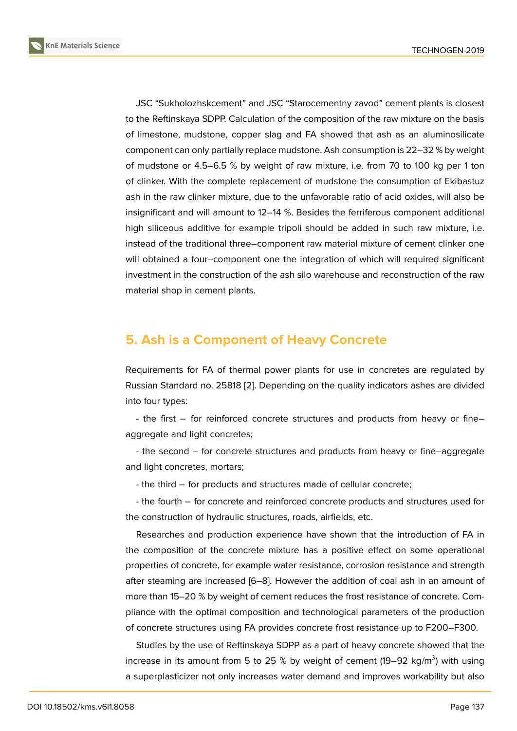JSC "Sukholozhskcement" and JSC "Starocementny zavod" cement plants is closest to the Reftinskaya SDPP. Calculation of the composition of the raw mixture on the basis of limestone, mudstone, copper slag and FA showed that ash as an aluminosilicate component can only partially replace mudstone. Ash consumption is 22–32 % by weight of mudstone or 4.5–6.5 % by weight of raw mixture, i.e. from 70 to 100 kg per 1 ton of clinker. With the complete replacement of mudstone the consumption of Ekibastuz ash in the raw clinker mixture, due to the unfavorable ratio of acid oxides, will also be insignificant and will amount to 12–14 %. Besides the ferriferous component additional high siliceous additive for example tripoli should be added in such raw mixture, i.e. instead of the traditional three–component raw material mixture of cement clinker one will obtained a four–component one the integration of which will required significant investment in the construction of the ash silo warehouse and reconstruction of the raw material shop in cement plants.

## 5. Ash is a Component of Heavy Concrete

Requirements for FA of thermal power plants for use in concretes are regulated by Russian Standard no. 25818 [2]. Depending on the quality indicators ashes are divided into four types:

- the first – for reinforced concrete structures and products from heavy or fine–aggregate and light concretes;
- the second – for concrete structures and products from heavy or fine–aggregate and light concretes, mortars;
- the third – for products and structures made of cellular concrete;
- the fourth – for concrete and reinforced concrete products and structures used for the construction of hydraulic structures, roads, airfields, etc.

Researches and production experience have shown that the introduction of FA in the composition of the concrete mixture has a positive effect on some operational properties of concrete, for example water resistance, corrosion resistance and strength after steaming are increased [6–8]. However the addition of coal ash in an amount of more than 15–20 % by weight of cement reduces the frost resistance of concrete. Compliance with the optimal composition and technological parameters of the production of concrete structures using FA provides concrete frost resistance up to F200–F300.

Studies by the use of Reftinskaya SDPP as a part of heavy concrete showed that the increase in its amount from 5 to 25 % by weight of cement (19–92 kg/m$^3$) with using a superplasticizer not only increases water demand and improves workability but also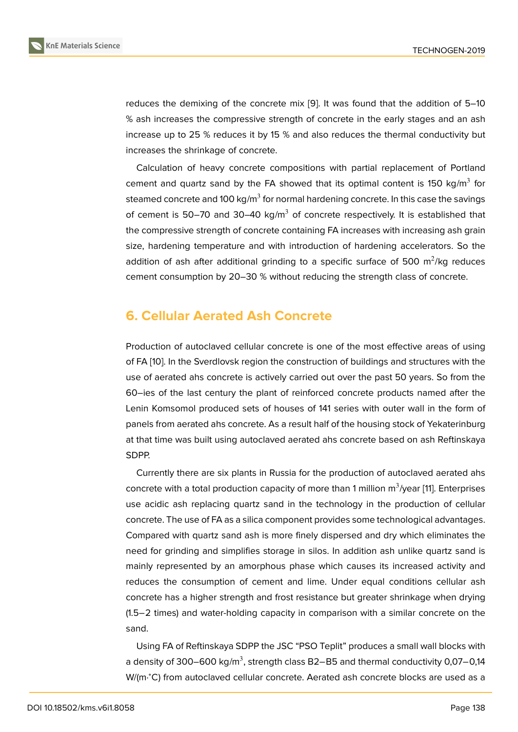reduces the demixing of the concrete mix [9]. It was found that the addition of 5–10 % ash increases the compressive strength of concrete in the early stages and an ash increase up to 25 % reduces it by 15 % and also reduces the thermal conductivity but increases the shrinkage of concrete.

Calculation of heavy concrete compositions with partial replacement of Portland cement and quartz sand by the FA showed that its optimal content is 150 kg/$m^3$ for steamed concrete and 100 kg/$m^3$ for normal hardening concrete. In this case the savings of cement is 50–70 and 30–40 kg/$m^3$ of concrete respectively. It is established that the compressive strength of concrete containing FA increases with increasing ash grain size, hardening temperature and with introduction of hardening accelerators. So the addition of ash after additional grinding to a specific surface of 500 $m^2$/kg reduces cement consumption by 20–30 % without reducing the strength class of concrete.

## 6. Cellular Aerated Ash Concrete

Production of autoclaved cellular concrete is one of the most effective areas of using of FA [10]. In the Sverdlovsk region the construction of buildings and structures with the use of aerated ahs concrete is actively carried out over the past 50 years. So from the 60–ies of the last century the plant of reinforced concrete products named after the Lenin Komsomol produced sets of houses of 141 series with outer wall in the form of panels from aerated ahs concrete. As a result half of the housing stock of Yekaterinburg at that time was built using autoclaved aerated ahs concrete based on ash Reftinskaya SDPP.

Currently there are six plants in Russia for the production of autoclaved aerated ahs concrete with a total production capacity of more than 1 million $m^3$/year [11]. Enterprises use acidic ash replacing quartz sand in the technology in the production of cellular concrete. The use of FA as a silica component provides some technological advantages. Compared with quartz sand ash is more finely dispersed and dry which eliminates the need for grinding and simplifies storage in silos. In addition ash unlike quartz sand is mainly represented by an amorphous phase which causes its increased activity and reduces the consumption of cement and lime. Under equal conditions cellular ash concrete has a higher strength and frost resistance but greater shrinkage when drying (1.5–2 times) and water-holding capacity in comparison with a similar concrete on the sand.

Using FA of Reftinskaya SDPP the JSC “PSO Teplit” produces a small wall blocks with a density of 300–600 kg/$m^3$, strength class B2–B5 and thermal conductivity 0,07–0,14 W/(m·°C) from autoclaved cellular concrete. Aerated ash concrete blocks are used as a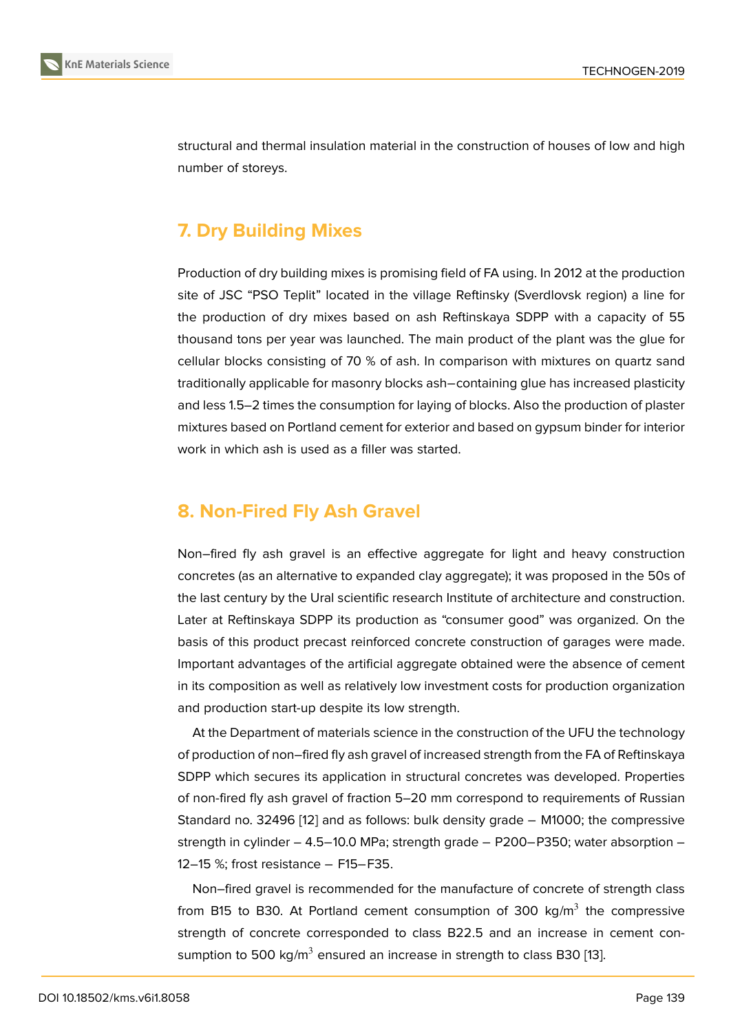structural and thermal insulation material in the construction of houses of low and high number of storeys.

## 7. Dry Building Mixes

Production of dry building mixes is promising field of FA using. In 2012 at the production site of JSC "PSO Teplit" located in the village Reftinsky (Sverdlovsk region) a line for the production of dry mixes based on ash Reftinskaya SDPP with a capacity of 55 thousand tons per year was launched. The main product of the plant was the glue for cellular blocks consisting of 70 % of ash. In comparison with mixtures on quartz sand traditionally applicable for masonry blocks ash–containing glue has increased plasticity and less 1.5–2 times the consumption for laying of blocks. Also the production of plaster mixtures based on Portland cement for exterior and based on gypsum binder for interior work in which ash is used as a filler was started.

## 8. Non-Fired Fly Ash Gravel

Non–fired fly ash gravel is an effective aggregate for light and heavy construction concretes (as an alternative to expanded clay aggregate); it was proposed in the 50s of the last century by the Ural scientific research Institute of architecture and construction. Later at Reftinskaya SDPP its production as "consumer good" was organized. On the basis of this product precast reinforced concrete construction of garages were made. Important advantages of the artificial aggregate obtained were the absence of cement in its composition as well as relatively low investment costs for production organization and production start-up despite its low strength.

At the Department of materials science in the construction of the UFU the technology of production of non–fired fly ash gravel of increased strength from the FA of Reftinskaya SDPP which secures its application in structural concretes was developed. Properties of non-fired fly ash gravel of fraction 5–20 mm correspond to requirements of Russian Standard no. 32496 [12] and as follows: bulk density grade – M1000; the compressive strength in cylinder – 4.5–10.0 MPa; strength grade – P200–P350; water absorption – 12–15 %; frost resistance – F15–F35.

Non–fired gravel is recommended for the manufacture of concrete of strength class from B15 to B30. At Portland cement consumption of 300 kg/m$^3$ the compressive strength of concrete corresponded to class B22.5 and an increase in cement consumption to 500 kg/m$^3$ ensured an increase in strength to class B30 [13].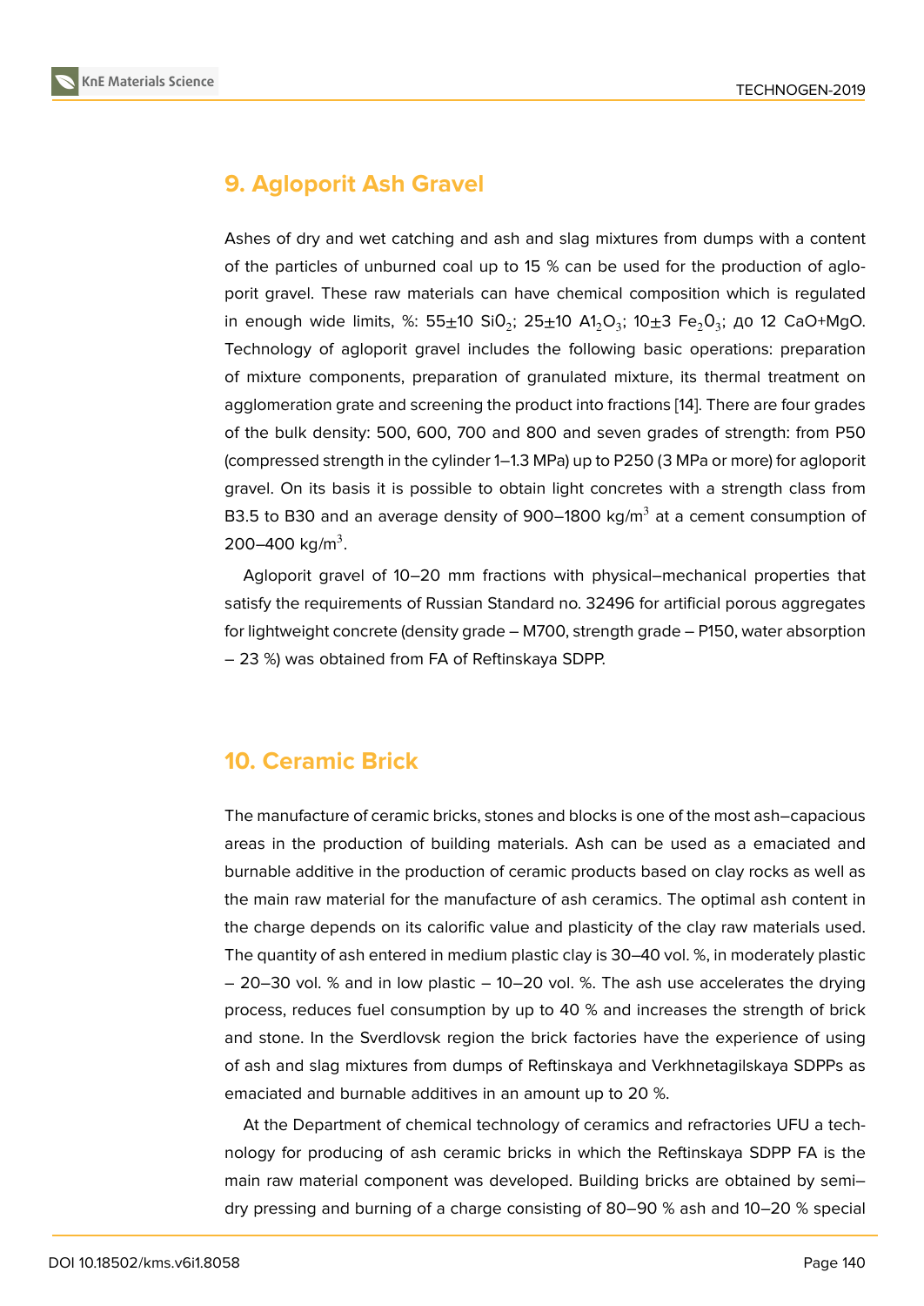## 9. Agloporit Ash Gravel

Ashes of dry and wet catching and ash and slag mixtures from dumps with a content of the particles of unburned coal up to 15 % can be used for the production of agloporit gravel. These raw materials can have chemical composition which is regulated in enough wide limits, %: 55±10 $SiO_2$; 25±10 $Al_2O_3$; 10±3 $Fe_2O_3$; до 12 CaO+MgO. Technology of agloporit gravel includes the following basic operations: preparation of mixture components, preparation of granulated mixture, its thermal treatment on agglomeration grate and screening the product into fractions [14]. There are four grades of the bulk density: 500, 600, 700 and 800 and seven grades of strength: from P50 (compressed strength in the cylinder 1–1.3 MPa) up to P250 (3 MPa or more) for agloporit gravel. On its basis it is possible to obtain light concretes with a strength class from B3.5 to B30 and an average density of 900–1800 kg/m$^3$ at a cement consumption of 200–400 kg/m$^3$.

Agloporit gravel of 10–20 mm fractions with physical–mechanical properties that satisfy the requirements of Russian Standard no. 32496 for artificial porous aggregates for lightweight concrete (density grade – M700, strength grade – P150, water absorption – 23 %) was obtained from FA of Reftinskaya SDPP.

## 10. Ceramic Brick

The manufacture of ceramic bricks, stones and blocks is one of the most ash–capacious areas in the production of building materials. Ash can be used as a emaciated and burnable additive in the production of ceramic products based on clay rocks as well as the main raw material for the manufacture of ash ceramics. The optimal ash content in the charge depends on its calorific value and plasticity of the clay raw materials used. The quantity of ash entered in medium plastic clay is 30–40 vol. %, in moderately plastic – 20–30 vol. % and in low plastic – 10–20 vol. %. The ash use accelerates the drying process, reduces fuel consumption by up to 40 % and increases the strength of brick and stone. In the Sverdlovsk region the brick factories have the experience of using of ash and slag mixtures from dumps of Reftinskaya and Verkhnetagilskaya SDPPs as emaciated and burnable additives in an amount up to 20 %.

At the Department of chemical technology of ceramics and refractories UFU a technology for producing of ash ceramic bricks in which the Reftinskaya SDPP FA is the main raw material component was developed. Building bricks are obtained by semi–dry pressing and burning of a charge consisting of 80–90 % ash and 10–20 % special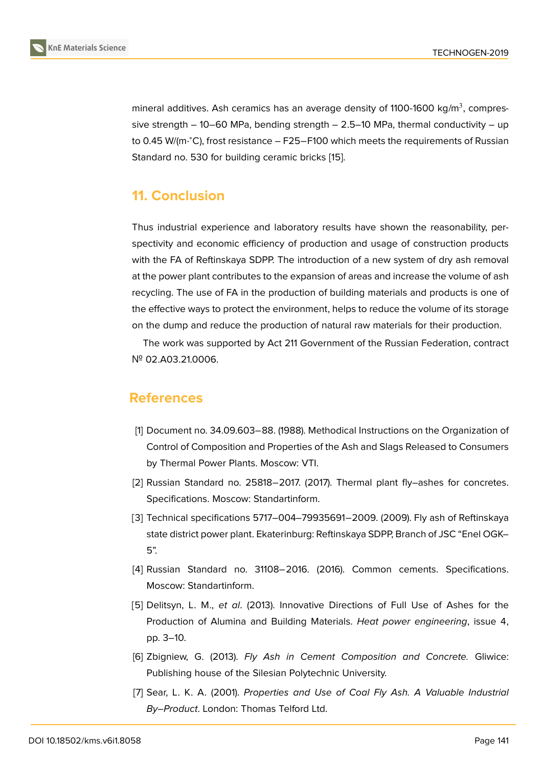mineral additives. Ash ceramics has an average density of 1100-1600 kg/m$^3$, compressive strength – 10–60 MPa, bending strength – 2.5–10 MPa, thermal conductivity – up to 0.45 W/(m·°C), frost resistance – F25–F100 which meets the requirements of Russian Standard no. 530 for building ceramic bricks [15].

## 11. Conclusion

Thus industrial experience and laboratory results have shown the reasonability, perspectivity and economic efficiency of production and usage of construction products with the FA of Reftinskaya SDPP. The introduction of a new system of dry ash removal at the power plant contributes to the expansion of areas and increase the volume of ash recycling. The use of FA in the production of building materials and products is one of the effective ways to protect the environment, helps to reduce the volume of its storage on the dump and reduce the production of natural raw materials for their production.

The work was supported by Act 211 Government of the Russian Federation, contract № 02.A03.21.0006.

## References

[1] Document no. 34.09.603–88. (1988). Methodical Instructions on the Organization of Control of Composition and Properties of the Ash and Slags Released to Consumers by Thermal Power Plants. Moscow: VTI.

[2] Russian Standard no. 25818–2017. (2017). Thermal plant fly–ashes for concretes. Specifications. Moscow: Standartinform.

[3] Technical specifications 5717–004–79935691–2009. (2009). Fly ash of Reftinskaya state district power plant. Ekaterinburg: Reftinskaya SDPP, Branch of JSC "Enel OGK–5".

[4] Russian Standard no. 31108–2016. (2016). Common cements. Specifications. Moscow: Standartinform.

[5] Delitsyn, L. M., *et al*. (2013). Innovative Directions of Full Use of Ashes for the Production of Alumina and Building Materials. *Heat power engineering*, issue 4, pp. 3–10.

[6] Zbigniew, G. (2013). *Fly Ash in Cement Composition and Concrete.* Gliwice: Publishing house of the Silesian Polytechnic University.

[7] Sear, L. K. A. (2001). *Properties and Use of Coal Fly Ash. A Valuable Industrial By–Product*. London: Thomas Telford Ltd.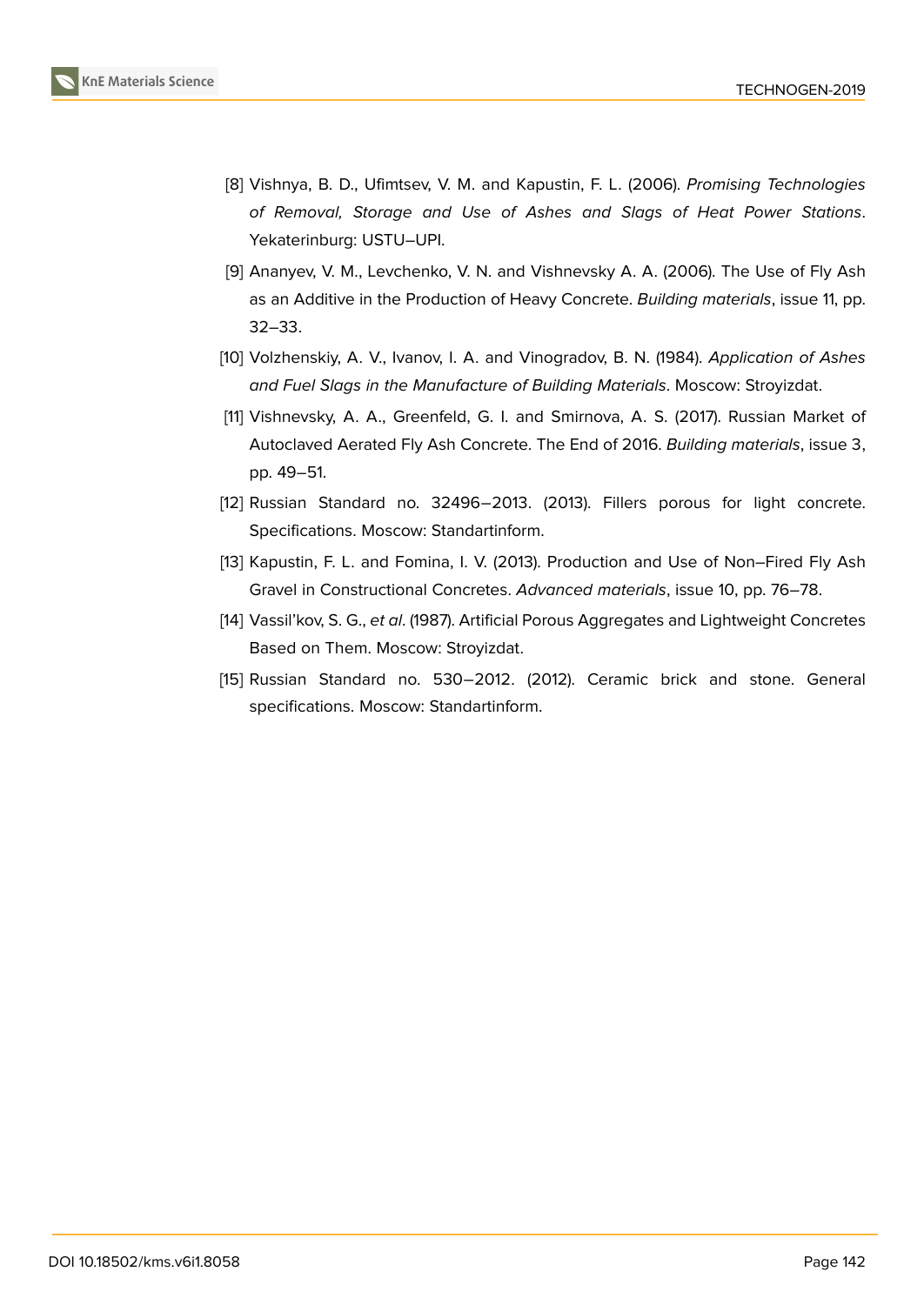[8] Vishnya, B. D., Ufimtsev, V. M. and Kapustin, F. L. (2006). *Promising Technologies of Removal, Storage and Use of Ashes and Slags of Heat Power Stations*. Yekaterinburg: USTU–UPI.

[9] Ananyev, V. M., Levchenko, V. N. and Vishnevsky A. A. (2006). The Use of Fly Ash as an Additive in the Production of Heavy Concrete. *Building materials*, issue 11, pp. 32–33.

[10] Volzhenskiy, A. V., Ivanov, I. A. and Vinogradov, B. N. (1984). *Application of Ashes and Fuel Slags in the Manufacture of Building Materials*. Moscow: Stroyizdat.

[11] Vishnevsky, A. A., Greenfeld, G. I. and Smirnova, A. S. (2017). Russian Market of Autoclaved Aerated Fly Ash Concrete. The End of 2016. *Building materials*, issue 3, pp. 49–51.

[12] Russian Standard no. 32496–2013. (2013). Fillers porous for light concrete. Specifications. Moscow: Standartinform.

[13] Kapustin, F. L. and Fomina, I. V. (2013). Production and Use of Non–Fired Fly Ash Gravel in Constructional Concretes. *Advanced materials*, issue 10, pp. 76–78.

[14] Vassil'kov, S. G., *et al*. (1987). Artificial Porous Aggregates and Lightweight Concretes Based on Them. Moscow: Stroyizdat.

[15] Russian Standard no. 530–2012. (2012). Ceramic brick and stone. General specifications. Moscow: Standartinform.